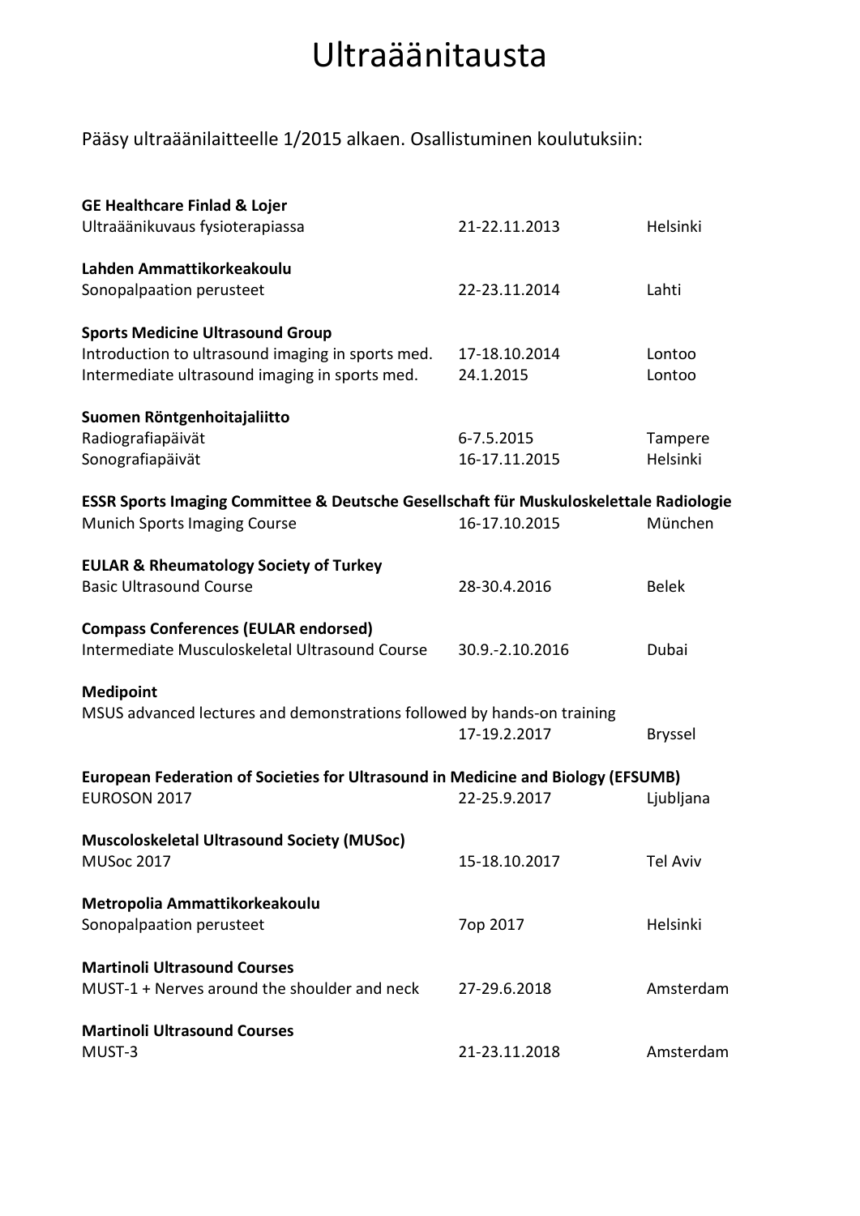# Ultraäänitausta

Pääsy ultraäänilaitteelle 1/2015 alkaen. Osallistuminen koulutuksiin:

**GE Healthcare Finlad & Lojer**
Ultraäänikuvaus fysioterapiassa | 21-22.11.2013 | Helsinki

**Lahden Ammattikorkeakoulu**
Sonopalpaation perusteet | 22-23.11.2014 | Lahti

**Sports Medicine Ultrasound Group**
Introduction to ultrasound imaging in sports med. | 17-18.10.2014 | Lontoo
Intermediate ultrasound imaging in sports med. | 24.1.2015 | Lontoo

**Suomen Röntgenhoitajaliitto**
Radiografiapäivät | 6-7.5.2015 | Tampere
Sonografiapäivät | 16-17.11.2015 | Helsinki

**ESSR Sports Imaging Committee & Deutsche Gesellschaft für Muskuloskelettale Radiologie**
Munich Sports Imaging Course | 16-17.10.2015 | München

**EULAR & Rheumatology Society of Turkey**
Basic Ultrasound Course | 28-30.4.2016 | Belek

**Compass Conferences (EULAR endorsed)**
Intermediate Musculoskeletal Ultrasound Course | 30.9.-2.10.2016 | Dubai

**Medipoint**
MSUS advanced lectures and demonstrations followed by hands-on training | 17-19.2.2017 | Bryssel

**European Federation of Societies for Ultrasound in Medicine and Biology (EFSUMB)**
EUROSON 2017 | 22-25.9.2017 | Ljubljana

**Muscoloskeletal Ultrasound Society (MUSoc)**
MUSoc 2017 | 15-18.10.2017 | Tel Aviv

**Metropolia Ammattikorkeakoulu**
Sonopalpaation perusteet | 7op 2017 | Helsinki

**Martinoli Ultrasound Courses**
MUST-1 + Nerves around the shoulder and neck | 27-29.6.2018 | Amsterdam

**Martinoli Ultrasound Courses**
MUST-3 | 21-23.11.2018 | Amsterdam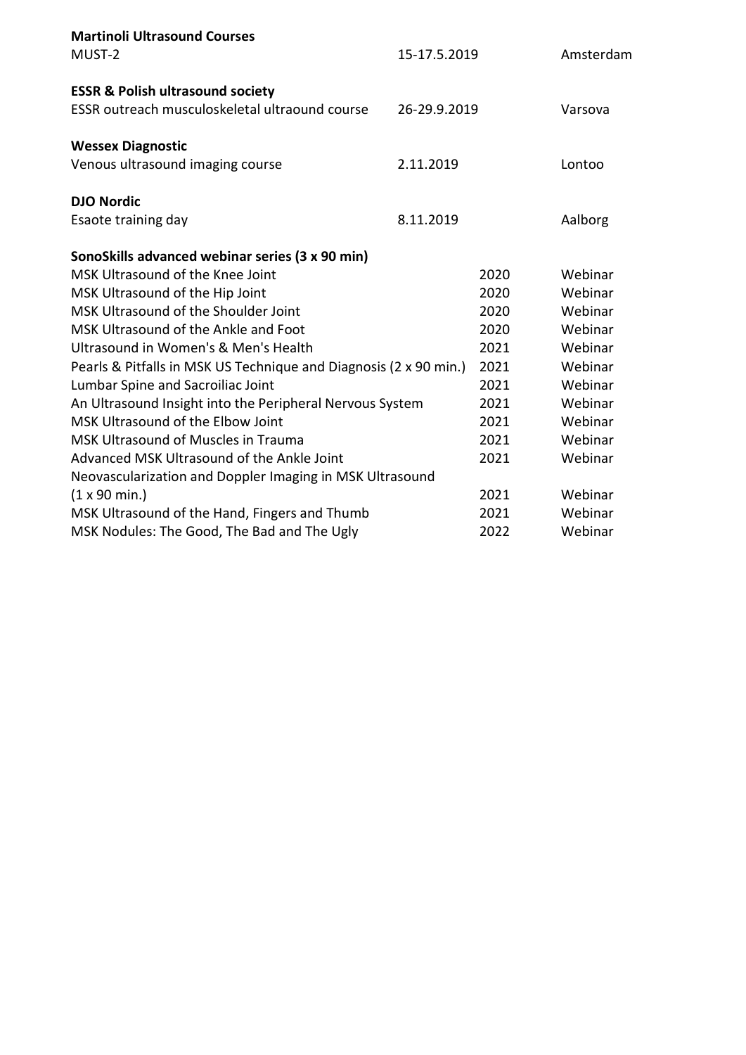| | | |
|---|---|---|
| **Martinoli Ultrasound Courses** | | |
| MUST-2 | 15-17.5.2019 | Amsterdam |
| **ESSR & Polish ultrasound society** | | |
| ESSR outreach musculoskeletal ultraound course | 26-29.9.2019 | Varsova |
| **Wessex Diagnostic** | | |
| Venous ultrasound imaging course | 2.11.2019 | Lontoo |
| **DJO Nordic** | | |
| Esaote training day | 8.11.2019 | Aalborg |
| **SonoSkills advanced webinar series (3 x 90 min)** | | |
| MSK Ultrasound of the Knee Joint | 2020 | Webinar |
| MSK Ultrasound of the Hip Joint | 2020 | Webinar |
| MSK Ultrasound of the Shoulder Joint | 2020 | Webinar |
| MSK Ultrasound of the Ankle and Foot | 2020 | Webinar |
| Ultrasound in Women's & Men's Health | 2021 | Webinar |
| Pearls & Pitfalls in MSK US Technique and Diagnosis (2 x 90 min.) | 2021 | Webinar |
| Lumbar Spine and Sacroiliac Joint | 2021 | Webinar |
| An Ultrasound Insight into the Peripheral Nervous System | 2021 | Webinar |
| MSK Ultrasound of the Elbow Joint | 2021 | Webinar |
| MSK Ultrasound of Muscles in Trauma | 2021 | Webinar |
| Advanced MSK Ultrasound of the Ankle Joint | 2021 | Webinar |
| Neovascularization and Doppler Imaging in MSK Ultrasound (1 x 90 min.) | 2021 | Webinar |
| MSK Ultrasound of the Hand, Fingers and Thumb | 2021 | Webinar |
| MSK Nodules: The Good, The Bad and The Ugly | 2022 | Webinar |